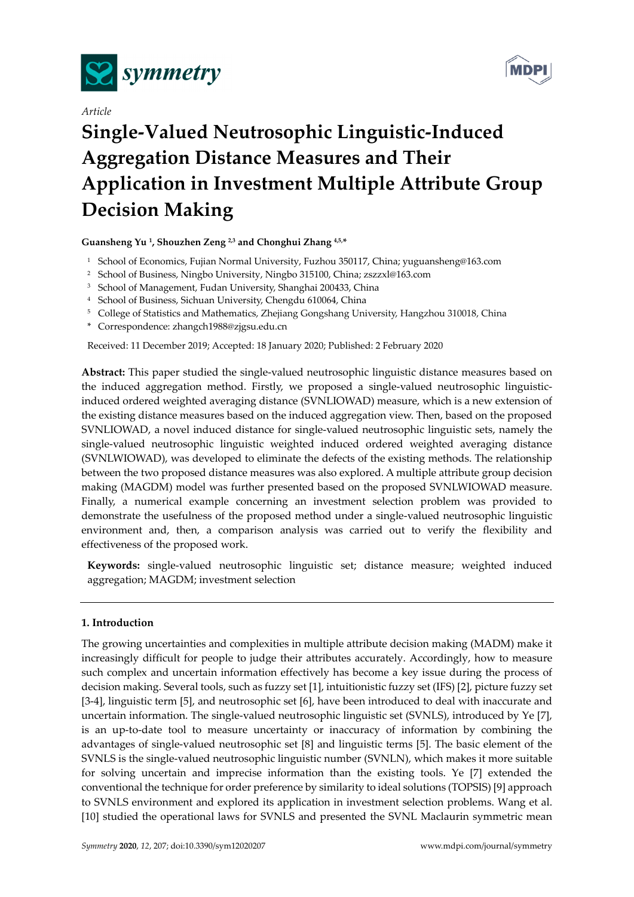*Article*

# Single-Valued Neutrosophic Linguistic-Induced Aggregation Distance Measures and Their Application in Investment Multiple Attribute Group Decision Making

**Guansheng Yu [1], Shouzhen Zeng [2,3] and Chonghui Zhang [4,5,*]**

[1] School of Economics, Fujian Normal University, Fuzhou 350117, China; yuguansheng@163.com
[2] School of Business, Ningbo University, Ningbo 315100, China; zszzxl@163.com
[3] School of Management, Fudan University, Shanghai 200433, China
[4] School of Business, Sichuan University, Chengdu 610064, China
[5] College of Statistics and Mathematics, Zhejiang Gongshang University, Hangzhou 310018, China
\* Correspondence: zhangch1988@zjgsu.edu.cn

Received: 11 December 2019; Accepted: 18 January 2020; Published: 2 February 2020

**Abstract:** This paper studied the single-valued neutrosophic linguistic distance measures based on the induced aggregation method. Firstly, we proposed a single-valued neutrosophic linguistic-induced ordered weighted averaging distance (SVNLIOWAD) measure, which is a new extension of the existing distance measures based on the induced aggregation view. Then, based on the proposed SVNLIOWAD, a novel induced distance for single-valued neutrosophic linguistic sets, namely the single-valued neutrosophic linguistic weighted induced ordered weighted averaging distance (SVNLWIOWAD), was developed to eliminate the defects of the existing methods. The relationship between the two proposed distance measures was also explored. A multiple attribute group decision making (MAGDM) model was further presented based on the proposed SVNLWIOWAD measure. Finally, a numerical example concerning an investment selection problem was provided to demonstrate the usefulness of the proposed method under a single-valued neutrosophic linguistic environment and, then, a comparison analysis was carried out to verify the flexibility and effectiveness of the proposed work.

**Keywords:** single-valued neutrosophic linguistic set; distance measure; weighted induced aggregation; MAGDM; investment selection

## 1. Introduction

The growing uncertainties and complexities in multiple attribute decision making (MADM) make it increasingly difficult for people to judge their attributes accurately. Accordingly, how to measure such complex and uncertain information effectively has become a key issue during the process of decision making. Several tools, such as fuzzy set [1], intuitionistic fuzzy set (IFS) [2], picture fuzzy set [3-4], linguistic term [5], and neutrosophic set [6], have been introduced to deal with inaccurate and uncertain information. The single-valued neutrosophic linguistic set (SVNLS), introduced by Ye [7], is an up-to-date tool to measure uncertainty or inaccuracy of information by combining the advantages of single-valued neutrosophic set [8] and linguistic terms [5]. The basic element of the SVNLS is the single-valued neutrosophic linguistic number (SVNLN), which makes it more suitable for solving uncertain and imprecise information than the existing tools. Ye [7] extended the conventional the technique for order preference by similarity to ideal solutions (TOPSIS) [9] approach to SVNLS environment and explored its application in investment selection problems. Wang et al. [10] studied the operational laws for SVNLS and presented the SVNL Maclaurin symmetric mean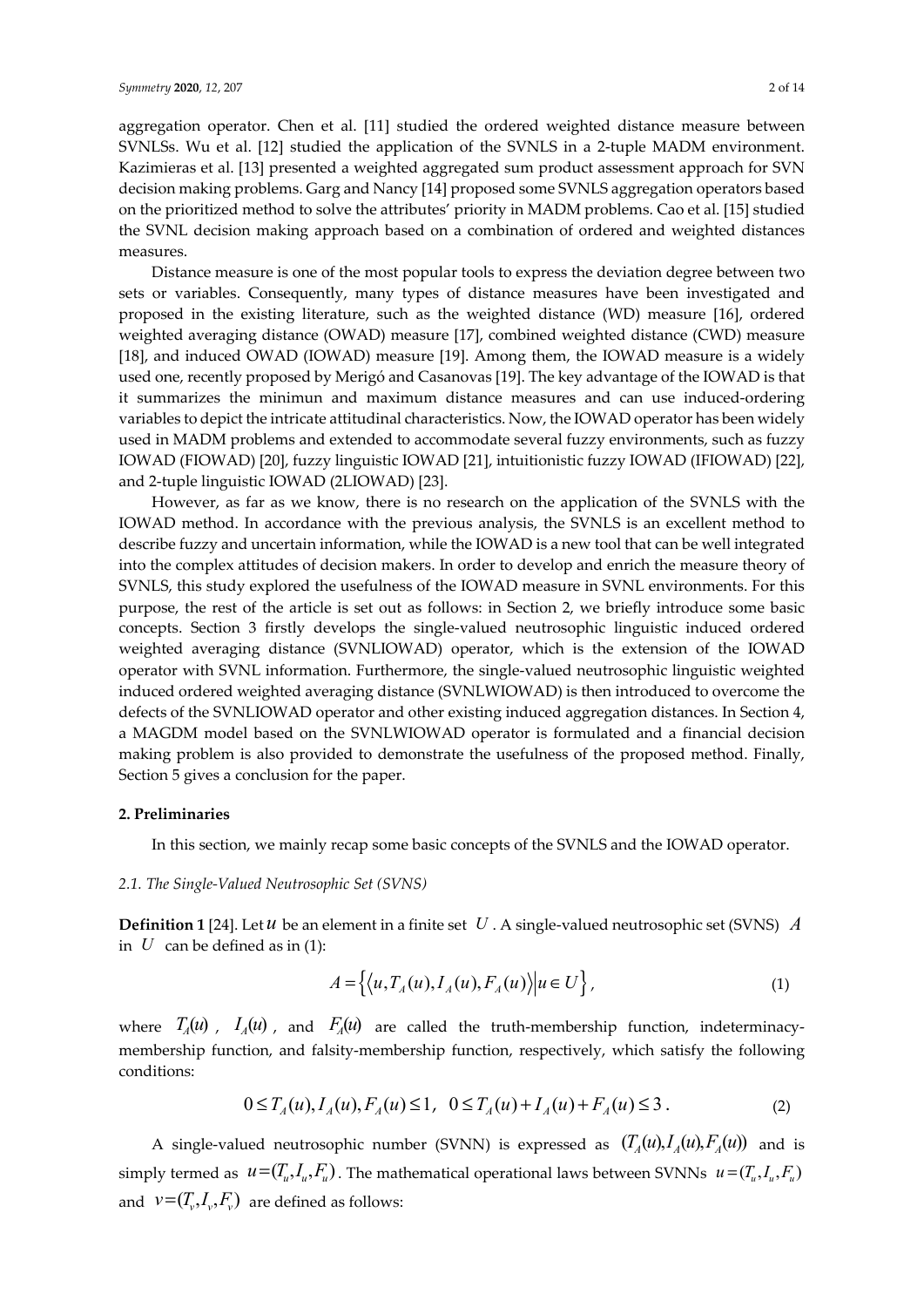aggregation operator. Chen et al. [11] studied the ordered weighted distance measure between SVNLSs. Wu et al. [12] studied the application of the SVNLS in a 2-tuple MADM environment. Kazimieras et al. [13] presented a weighted aggregated sum product assessment approach for SVN decision making problems. Garg and Nancy [14] proposed some SVNLS aggregation operators based on the prioritized method to solve the attributes' priority in MADM problems. Cao et al. [15] studied the SVNL decision making approach based on a combination of ordered and weighted distances measures.

Distance measure is one of the most popular tools to express the deviation degree between two sets or variables. Consequently, many types of distance measures have been investigated and proposed in the existing literature, such as the weighted distance (WD) measure [16], ordered weighted averaging distance (OWAD) measure [17], combined weighted distance (CWD) measure [18], and induced OWAD (IOWAD) measure [19]. Among them, the IOWAD measure is a widely used one, recently proposed by Merigó and Casanovas [19]. The key advantage of the IOWAD is that it summarizes the minimun and maximum distance measures and can use induced-ordering variables to depict the intricate attitudinal characteristics. Now, the IOWAD operator has been widely used in MADM problems and extended to accommodate several fuzzy environments, such as fuzzy IOWAD (FIOWAD) [20], fuzzy linguistic IOWAD [21], intuitionistic fuzzy IOWAD (IFIOWAD) [22], and 2-tuple linguistic IOWAD (2LIOWAD) [23].

However, as far as we know, there is no research on the application of the SVNLS with the IOWAD method. In accordance with the previous analysis, the SVNLS is an excellent method to describe fuzzy and uncertain information, while the IOWAD is a new tool that can be well integrated into the complex attitudes of decision makers. In order to develop and enrich the measure theory of SVNLS, this study explored the usefulness of the IOWAD measure in SVNL environments. For this purpose, the rest of the article is set out as follows: in Section 2, we briefly introduce some basic concepts. Section 3 firstly develops the single-valued neutrosophic linguistic induced ordered weighted averaging distance (SVNLIOWAD) operator, which is the extension of the IOWAD operator with SVNL information. Furthermore, the single-valued neutrosophic linguistic weighted induced ordered weighted averaging distance (SVNLWIOWAD) is then introduced to overcome the defects of the SVNLIOWAD operator and other existing induced aggregation distances. In Section 4, a MAGDM model based on the SVNLWIOWAD operator is formulated and a financial decision making problem is also provided to demonstrate the usefulness of the proposed method. Finally, Section 5 gives a conclusion for the paper.

## 2. Preliminaries

In this section, we mainly recap some basic concepts of the SVNLS and the IOWAD operator.

### *2.1. The Single-Valued Neutrosophic Set (SVNS)*

**Definition 1** [24]. Let $u$ be an element in a finite set $U$. A single-valued neutrosophic set (SVNS) $A$ in $U$ can be defined as in (1):

$$A = \left\{ \left\langle u, T_A(u), I_A(u), F_A(u) \right\rangle \middle| u \in U \right\}, \tag{1}$$

where $T_A(u)$, $I_A(u)$, and $F_A(u)$ are called the truth-membership function, indeterminacy-membership function, and falsity-membership function, respectively, which satisfy the following conditions:

$$0 \le T_A(u), I_A(u), F_A(u) \le 1, \quad 0 \le T_A(u) + I_A(u) + F_A(u) \le 3. \tag{2}$$

A single-valued neutrosophic number (SVNN) is expressed as $(T_A(u), I_A(u), F_A(u))$ and is simply termed as $u = (T_u, I_u, F_u)$. The mathematical operational laws between SVNNs $u = (T_u, I_u, F_u)$ and $v = (T_v, I_v, F_v)$ are defined as follows: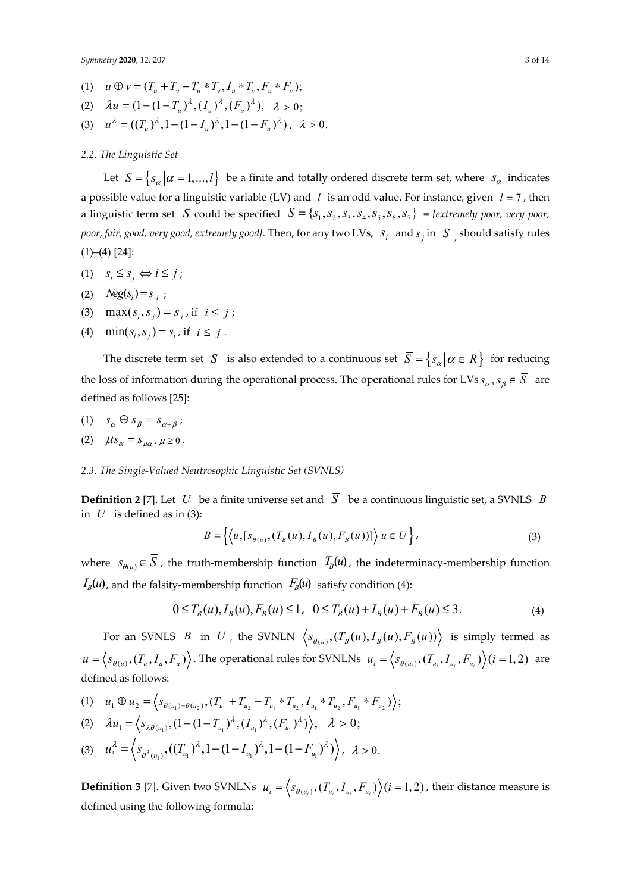(1) $u \oplus v = (T_u + T_v - T_u * T_v, I_u * T_v, F_u * F_v)$;

(2) $\lambda u = (1-(1-T_u)^\lambda, (I_u)^\lambda, (F_u)^\lambda), \ \ \lambda > 0$;

(3) $u^\lambda = ((T_u)^\lambda, 1-(1-I_u)^\lambda, 1-(1-F_u)^\lambda), \ \ \lambda > 0$.

### 2.2. The Linguistic Set

Let $S = \{s_\alpha | \alpha = 1, \ldots, l\}$ be a finite and totally ordered discrete term set, where $s_\alpha$ indicates a possible value for a linguistic variable (LV) and $l$ is an odd value. For instance, given $l = 7$, then a linguistic term set $S$ could be specified $S = \{s_1, s_2, s_3, s_4, s_5, s_6, s_7\}$ = *{extremely poor, very poor, poor, fair, good, very good, extremely good}*. Then, for any two LVs, $s_i$ and $s_j$ in $S$, should satisfy rules (1)–(4) [24]:

(1) $s_i \le s_j \Leftrightarrow i \le j$;

(2) $Neg(s_i) = s_{-i}$;

(3) $\max(s_i, s_j) = s_j$, if $i \le j$;

(4) $\min(s_i, s_j) = s_i$, if $i \le j$.

The discrete term set $S$ is also extended to a continuous set $\overline{S} = \{s_\alpha | \alpha \in R\}$ for reducing the loss of information during the operational process. The operational rules for LVs $s_\alpha, s_\beta \in \overline{S}$ are defined as follows [25]:

(1) $s_\alpha \oplus s_\beta = s_{\alpha+\beta}$;

(2) $\mu s_\alpha = s_{\mu\alpha}$, $\mu \ge 0$.

### 2.3. The Single-Valued Neutrosophic Linguistic Set (SVNLS)

**Definition 2** [7]. Let $U$ be a finite universe set and $\overline{S}$ be a continuous linguistic set, a SVNLS $B$ in $U$ is defined as in (3):

$$B = \left\{ \left\langle u, [s_{\theta(u)}, (T_B(u), I_B(u), F_B(u))] \right\rangle \middle| u \in U \right\}, \tag{3}$$

where $s_{\theta(u)} \in \overline{S}$, the truth-membership function $T_B(u)$, the indeterminacy-membership function $I_B(u)$, and the falsity-membership function $F_B(u)$ satisfy condition (4):

$$0 \le T_B(u), I_B(u), F_B(u) \le 1, \ \ 0 \le T_B(u) + I_B(u) + F_B(u) \le 3. \tag{4}$$

For an SVNLS $B$ in $U$, the SVNLN $\left\langle s_{\theta(u)}, (T_B(u), I_B(u), F_B(u)) \right\rangle$ is simply termed as $u = \left\langle s_{\theta(u)}, (T_u, I_u, F_u) \right\rangle$. The operational rules for SVNLNs $u_i = \left\langle s_{\theta(u_i)}, (T_{u_i}, I_{u_i}, F_{u_i}) \right\rangle (i = 1, 2)$ are defined as follows:

(1) $u_1 \oplus u_2 = \left\langle s_{\theta(u_1)+\theta(u_2)}, (T_{u_1} + T_{u_2} - T_{u_1} * T_{u_2}, I_{u_1} * T_{u_2}, F_{u_1} * F_{u_2}) \right\rangle$;

(2) $\lambda u_1 = \left\langle s_{\lambda\theta(u_1)}, (1-(1-T_{u_1})^\lambda, (I_{u_1})^\lambda, (F_{u_1})^\lambda) \right\rangle, \ \ \lambda > 0$;

(3) $u_1^\lambda = \left\langle s_{\theta^\lambda(u_1)}, ((T_{u_1})^\lambda, 1-(1-I_{u_1})^\lambda, 1-(1-F_{u_1})^\lambda) \right\rangle, \ \ \lambda > 0$.

**Definition 3** [7]. Given two SVNLNs $u_i = \left\langle s_{\theta(u_i)}, (T_{u_i}, I_{u_i}, F_{u_i}) \right\rangle (i = 1, 2)$, their distance measure is defined using the following formula: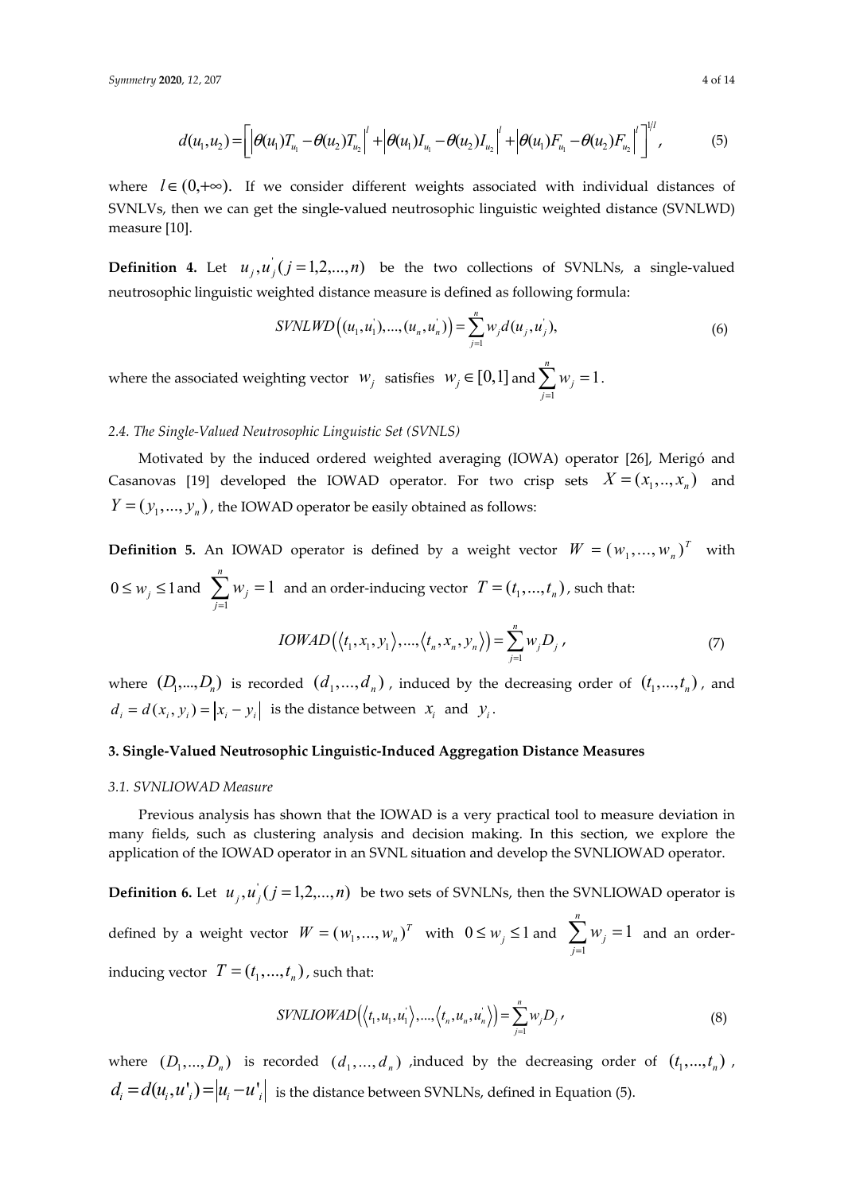$$d(u_1,u_2)=\left[\left|\theta(u_1)T_{u_1}-\theta(u_2)T_{u_2}\right|^l+\left|\theta(u_1)I_{u_1}-\theta(u_2)I_{u_2}\right|^l+\left|\theta(u_1)F_{u_1}-\theta(u_2)F_{u_2}\right|^l\right]^{1/l}, \tag{5}$$

where $l \in (0,+\infty)$. If we consider different weights associated with individual distances of SVNLVs, then we can get the single-valued neutrosophic linguistic weighted distance (SVNLWD) measure [10].

**Definition 4.** Let $u_j, u_j^{'}(j=1,2,...,n)$ be the two collections of SVNLNs, a single-valued neutrosophic linguistic weighted distance measure is defined as following formula:

$$SVNLWD\left((u_1,u_1^{'}),...,(u_n,u_n^{'})\right)=\sum_{j=1}^{n} w_j d(u_j,u_j^{'}), \tag{6}$$

where the associated weighting vector $w_j$ satisfies $w_j \in [0,1]$ and $\sum_{j=1}^{n} w_j = 1$.

*2.4. The Single-Valued Neutrosophic Linguistic Set (SVNLS)*

Motivated by the induced ordered weighted averaging (IOWA) operator [26], Merigó and Casanovas [19] developed the IOWAD operator. For two crisp sets $X=(x_1,..,x_n)$ and $Y=(y_1,...,y_n)$, the IOWAD operator be easily obtained as follows:

**Definition 5.** An IOWAD operator is defined by a weight vector $W=(w_1,...,w_n)^T$ with $0 \le w_j \le 1$ and $\sum_{j=1}^{n} w_j = 1$ and an order-inducing vector $T=(t_1,...,t_n)$, such that:

$$IOWAD\left(\langle t_1,x_1,y_1\rangle,...,\langle t_n,x_n,y_n\rangle\right)=\sum_{j=1}^{n} w_j D_j, \tag{7}$$

where $(D_1,...,D_n)$ is recorded $(d_1,...,d_n)$, induced by the decreasing order of $(t_1,...,t_n)$, and $d_i = d(x_i,y_i)=|x_i-y_i|$ is the distance between $x_i$ and $y_i$.

## 3. Single-Valued Neutrosophic Linguistic-Induced Aggregation Distance Measures

*3.1. SVNLIOWAD Measure*

Previous analysis has shown that the IOWAD is a very practical tool to measure deviation in many fields, such as clustering analysis and decision making. In this section, we explore the application of the IOWAD operator in an SVNL situation and develop the SVNLIOWAD operator.

**Definition 6.** Let $u_j, u_j^{'}(j=1,2,...,n)$ be two sets of SVNLNs, then the SVNLIOWAD operator is defined by a weight vector $W=(w_1,...,w_n)^T$ with $0 \le w_j \le 1$ and $\sum_{j=1}^{n} w_j = 1$ and an order-inducing vector $T=(t_1,...,t_n)$, such that:

$$SVNLIOWAD\left(\langle t_1,u_1,u_1^{'}\rangle,...,\langle t_n,u_n,u_n^{'}\rangle\right)=\sum_{j=1}^{n} w_j D_j, \tag{8}$$

where $(D_1,...,D_n)$ is recorded $(d_1,...,d_n)$ ,induced by the decreasing order of $(t_1,...,t_n)$, $d_i = d(u_i,u'_i)=|u_i-u'_i|$ is the distance between SVNLNs, defined in Equation (5).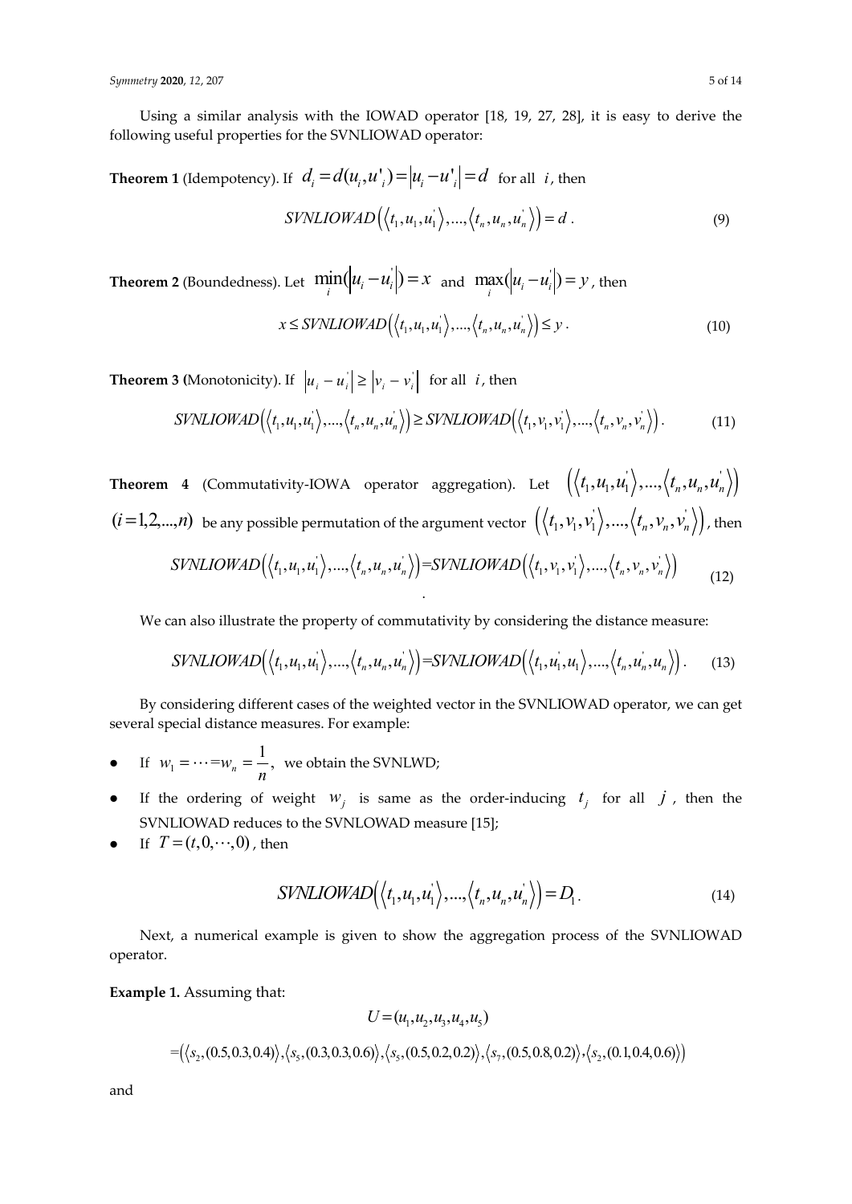Using a similar analysis with the IOWAD operator [18, 19, 27, 28], it is easy to derive the following useful properties for the SVNLIOWAD operator:

**Theorem 1** (Idempotency). If $d_i = d(u_i, u'_i) = |u_i - u'_i| = d$ for all $i$, then

$$SVNLIOWAD\left(\left\langle t_1, u_1, u_1^{'}\right\rangle, ..., \left\langle t_n, u_n, u_n^{'}\right\rangle\right) = d \,. \tag{9}$$

**Theorem 2** (Boundedness). Let $\min_i(|u_i - u_i^{'}|) = x$ and $\max_i(|u_i - u_i^{'}|) = y$, then

$$x \le SVNLIOWAD\left(\left\langle t_1, u_1, u_1^{'}\right\rangle, ..., \left\langle t_n, u_n, u_n^{'}\right\rangle\right) \le y \,. \tag{10}$$

**Theorem 3** (Monotonicity). If $\left|u_i - u_i^{'}\right| \ge \left|v_i - v_i^{'}\right|$ for all $i$, then

$$SVNLIOWAD\left(\left\langle t_1, u_1, u_1^{'}\right\rangle, ..., \left\langle t_n, u_n, u_n^{'}\right\rangle\right) \ge SVNLIOWAD\left(\left\langle t_1, v_1, v_1^{'}\right\rangle, ..., \left\langle t_n, v_n, v_n^{'}\right\rangle\right). \tag{11}$$

**Theorem 4** (Commutativity-IOWA operator aggregation). Let $\left(\left\langle t_1, u_1, u_1^{'}\right\rangle, ..., \left\langle t_n, u_n, u_n^{'}\right\rangle\right)$ $(i = 1, 2, ..., n)$ be any possible permutation of the argument vector $\left(\left\langle t_1, v_1, v_1^{'}\right\rangle, ..., \left\langle t_n, v_n, v_n^{'}\right\rangle\right)$, then

$$SVNLIOWAD\left(\left\langle t_1, u_1, u_1^{'}\right\rangle, ..., \left\langle t_n, u_n, u_n^{'}\right\rangle\right) = SVNLIOWAD\left(\left\langle t_1, v_1, v_1^{'}\right\rangle, ..., \left\langle t_n, v_n, v_n^{'}\right\rangle\right) \tag{12}$$

We can also illustrate the property of commutativity by considering the distance measure:

$$SVNLIOWAD\left(\left\langle t_1, u_1, u_1^{'}\right\rangle, ..., \left\langle t_n, u_n, u_n^{'}\right\rangle\right) = SVNLIOWAD\left(\left\langle t_1, u_1^{'}, u_1\right\rangle, ..., \left\langle t_n, u_n^{'}, u_n\right\rangle\right). \tag{13}$$

By considering different cases of the weighted vector in the SVNLIOWAD operator, we can get several special distance measures. For example:

- If $w_1 = \cdots = w_n = \frac{1}{n}$, we obtain the SVNLWD;
- If the ordering of weight $w_j$ is same as the order-inducing $t_j$ for all $j$, then the SVNLIOWAD reduces to the SVNLOWAD measure [15];
- If $T = (t, 0, \cdots, 0)$, then

$$SVNLIOWAD\left(\left\langle t_1, u_1, u_1^{'}\right\rangle, ..., \left\langle t_n, u_n, u_n^{'}\right\rangle\right) = D_1. \tag{14}$$

Next, a numerical example is given to show the aggregation process of the SVNLIOWAD operator.

**Example 1.** Assuming that:

$$U = (u_1, u_2, u_3, u_4, u_5)$$

$$= \left(\left\langle s_2, (0.5, 0.3, 0.4)\right\rangle, \left\langle s_5, (0.3, 0.3, 0.6)\right\rangle, \left\langle s_5, (0.5, 0.2, 0.2)\right\rangle, \left\langle s_7, (0.5, 0.8, 0.2)\right\rangle, \left\langle s_2, (0.1, 0.4, 0.6)\right\rangle\right)$$

and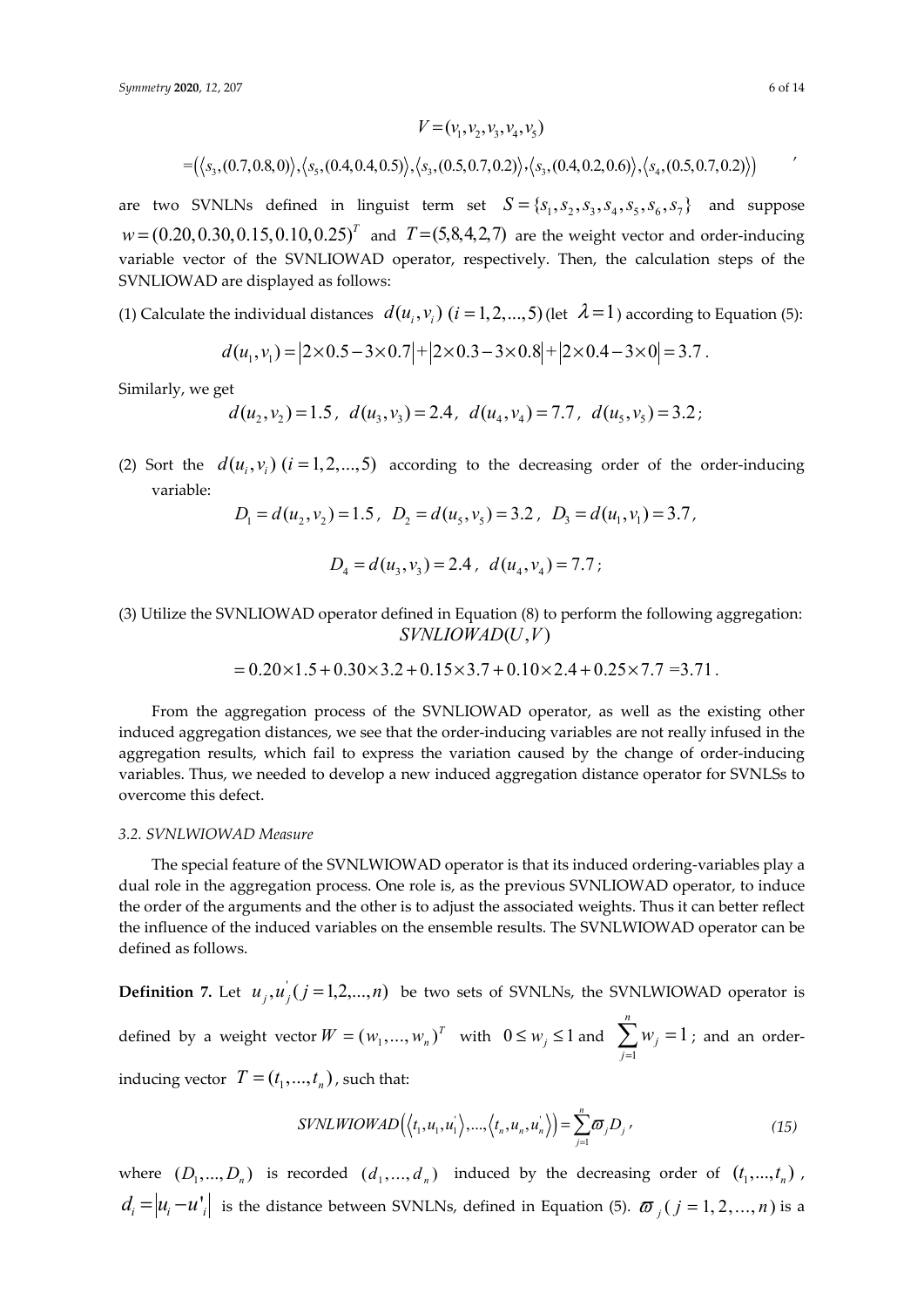$$V = (v_1, v_2, v_3, v_4, v_5)$$

$$= \left(\langle s_3, (0.7, 0.8, 0)\rangle, \langle s_5, (0.4, 0.4, 0.5)\rangle, \langle s_3, (0.5, 0.7, 0.2)\rangle, \langle s_3, (0.4, 0.2, 0.6)\rangle, \langle s_4, (0.5, 0.7, 0.2)\rangle\right),$$

are two SVNLNs defined in linguist term set $S = \{s_1, s_2, s_3, s_4, s_5, s_6, s_7\}$ and suppose $w = (0.20, 0.30, 0.15, 0.10, 0.25)^T$ and $T = (5, 8, 4, 2, 7)$ are the weight vector and order-inducing variable vector of the SVNLIOWAD operator, respectively. Then, the calculation steps of the SVNLIOWAD are displayed as follows:

(1) Calculate the individual distances $d(u_i, v_i)$ $(i = 1, 2, \ldots, 5)$ (let $\lambda = 1$) according to Equation (5):

$$d(u_1, v_1) = |2 \times 0.5 - 3 \times 0.7| + |2 \times 0.3 - 3 \times 0.8| + |2 \times 0.4 - 3 \times 0| = 3.7.$$

Similarly, we get

$$d(u_2, v_2) = 1.5,\ d(u_3, v_3) = 2.4,\ d(u_4, v_4) = 7.7,\ d(u_5, v_5) = 3.2;$$

(2) Sort the $d(u_i, v_i)$ $(i = 1, 2, \ldots, 5)$ according to the decreasing order of the order-inducing variable:

$$D_1 = d(u_2, v_2) = 1.5,\ D_2 = d(u_5, v_5) = 3.2,\ D_3 = d(u_1, v_1) = 3.7,$$

$$D_4 = d(u_3, v_3) = 2.4,\ d(u_4, v_4) = 7.7;$$

(3) Utilize the SVNLIOWAD operator defined in Equation (8) to perform the following aggregation:

$$SVNLIOWAD(U, V)$$

$$= 0.20 \times 1.5 + 0.30 \times 3.2 + 0.15 \times 3.7 + 0.10 \times 2.4 + 0.25 \times 7.7 = 3.71.$$

From the aggregation process of the SVNLIOWAD operator, as well as the existing other induced aggregation distances, we see that the order-inducing variables are not really infused in the aggregation results, which fail to express the variation caused by the change of order-inducing variables. Thus, we needed to develop a new induced aggregation distance operator for SVNLSs to overcome this defect.

### 3.2. SVNLWIOWAD Measure

The special feature of the SVNLWIOWAD operator is that its induced ordering-variables play a dual role in the aggregation process. One role is, as the previous SVNLIOWAD operator, to induce the order of the arguments and the other is to adjust the associated weights. Thus it can better reflect the influence of the induced variables on the ensemble results. The SVNLWIOWAD operator can be defined as follows.

**Definition 7.** Let $u_j, u_j^{'}\ (j = 1, 2, \ldots, n)$ be two sets of SVNLNs, the SVNLWIOWAD operator is defined by a weight vector $W = (w_1, \ldots, w_n)^T$ with $0 \le w_j \le 1$ and $\sum_{j=1}^{n} w_j = 1$; and an order-inducing vector $T = (t_1, \ldots, t_n)$, such that:

$$SVNLWIOWAD\left(\langle t_1, u_1, u_1^{'}\rangle, \ldots, \langle t_n, u_n, u_n^{'}\rangle\right) = \sum_{j=1}^{n} \varpi_j D_j, \tag{15}$$

where $(D_1, \ldots, D_n)$ is recorded $(d_1, \ldots, d_n)$ induced by the decreasing order of $(t_1, \ldots, t_n)$, $d_i = |u_i - u'_i|$ is the distance between SVNLNs, defined in Equation (5). $\varpi_j\ (j = 1, 2, \ldots, n)$ is a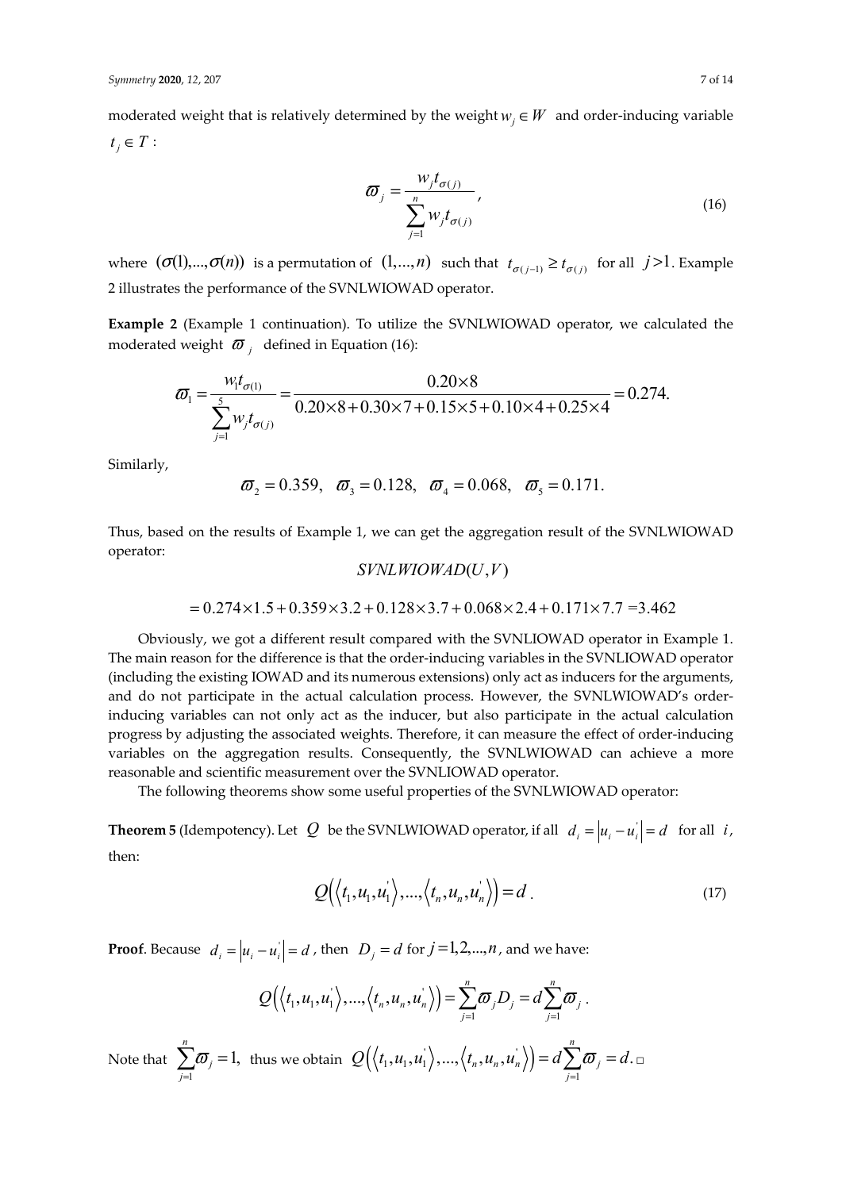moderated weight that is relatively determined by the weight $w_j \in W$ and order-inducing variable $t_j \in T$:

$$\varpi_j = \frac{w_j t_{\sigma(j)}}{\sum_{j=1}^{n} w_j t_{\sigma(j)}}, \tag{16}$$

where $(\sigma(1),...,\sigma(n))$ is a permutation of $(1,...,n)$ such that $t_{\sigma(j-1)} \geq t_{\sigma(j)}$ for all $j > 1$. Example 2 illustrates the performance of the SVNLWIOWAD operator.

**Example 2** (Example 1 continuation). To utilize the SVNLWIOWAD operator, we calculated the moderated weight $\varpi_j$ defined in Equation (16):

$$\varpi_1 = \frac{w_1 t_{\sigma(1)}}{\sum_{j=1}^{5} w_j t_{\sigma(j)}} = \frac{0.20 \times 8}{0.20 \times 8 + 0.30 \times 7 + 0.15 \times 5 + 0.10 \times 4 + 0.25 \times 4} = 0.274.$$

Similarly,

$$\varpi_2 = 0.359, \quad \varpi_3 = 0.128, \quad \varpi_4 = 0.068, \quad \varpi_5 = 0.171.$$

Thus, based on the results of Example 1, we can get the aggregation result of the SVNLWIOWAD operator:

$$SVNLWIOWAD(U,V)$$

$$= 0.274 \times 1.5 + 0.359 \times 3.2 + 0.128 \times 3.7 + 0.068 \times 2.4 + 0.171 \times 7.7 = 3.462$$

Obviously, we got a different result compared with the SVNLIOWAD operator in Example 1. The main reason for the difference is that the order-inducing variables in the SVNLIOWAD operator (including the existing IOWAD and its numerous extensions) only act as inducers for the arguments, and do not participate in the actual calculation process. However, the SVNLWIOWAD's order-inducing variables can not only act as the inducer, but also participate in the actual calculation progress by adjusting the associated weights. Therefore, it can measure the effect of order-inducing variables on the aggregation results. Consequently, the SVNLWIOWAD can achieve a more reasonable and scientific measurement over the SVNLIOWAD operator.

The following theorems show some useful properties of the SVNLWIOWAD operator:

**Theorem 5** (Idempotency). Let $Q$ be the SVNLWIOWAD operator, if all $d_i = \left|u_i - u_i^{'}\right| = d$ for all $i$, then:

$$Q\left(\left\langle t_1, u_1, u_1^{'} \right\rangle, ..., \left\langle t_n, u_n, u_n^{'} \right\rangle\right) = d. \tag{17}$$

**Proof**. Because $d_i = \left|u_i - u_i^{'}\right| = d$, then $D_j = d$ for $j = 1,2,...,n$, and we have:

$$Q\left(\left\langle t_1, u_1, u_1^{'} \right\rangle, ..., \left\langle t_n, u_n, u_n^{'} \right\rangle\right) = \sum_{j=1}^{n} \varpi_j D_j = d \sum_{j=1}^{n} \varpi_j.$$

Note that $\sum_{j=1}^{n} \varpi_j = 1$, thus we obtain $Q\left(\left\langle t_1, u_1, u_1^{'} \right\rangle, ..., \left\langle t_n, u_n, u_n^{'} \right\rangle\right) = d \sum_{j=1}^{n} \varpi_j = d$. □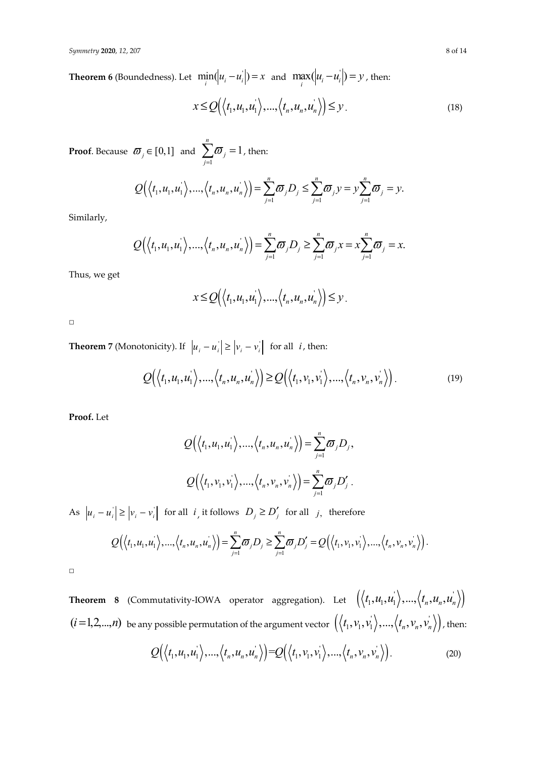**Theorem 6** (Boundedness). Let $\min_i(|u_i - u_i^{'}|) = x$ and $\max_i(|u_i - u_i^{'}|) = y$, then:

$$x \le Q\left(\left\langle t_1, u_1, u_1^{'}\right\rangle, ..., \left\langle t_n, u_n, u_n^{'}\right\rangle\right) \le y. \tag{18}$$

**Proof**. Because $\varpi_j \in [0,1]$ and $\sum_{j=1}^{n} \varpi_j = 1$, then:

$$Q\left(\left\langle t_1, u_1, u_1^{'}\right\rangle, ..., \left\langle t_n, u_n, u_n^{'}\right\rangle\right) = \sum_{j=1}^{n} \varpi_j D_j \le \sum_{j=1}^{n} \varpi_j y = y \sum_{j=1}^{n} \varpi_j = y.$$

Similarly,

$$Q\left(\left\langle t_1, u_1, u_1^{'}\right\rangle, ..., \left\langle t_n, u_n, u_n^{'}\right\rangle\right) = \sum_{j=1}^{n} \varpi_j D_j \ge \sum_{j=1}^{n} \varpi_j x = x \sum_{j=1}^{n} \varpi_j = x.$$

Thus, we get

$$x \le Q\left(\left\langle t_1, u_1, u_1^{'}\right\rangle, ..., \left\langle t_n, u_n, u_n^{'}\right\rangle\right) \le y.$$

□

**Theorem 7** (Monotonicity). If $|u_i - u_i^{'}| \ge |v_i - v_i^{'}|$ for all $i$, then:

$$Q\left(\left\langle t_1, u_1, u_1^{'}\right\rangle, ..., \left\langle t_n, u_n, u_n^{'}\right\rangle\right) \ge Q\left(\left\langle t_1, v_1, v_1^{'}\right\rangle, ..., \left\langle t_n, v_n, v_n^{'}\right\rangle\right). \tag{19}$$

**Proof.** Let

$$Q\left(\left\langle t_1, u_1, u_1^{'}\right\rangle, ..., \left\langle t_n, u_n, u_n^{'}\right\rangle\right) = \sum_{j=1}^{n} \varpi_j D_j,$$

$$Q\left(\left\langle t_1, v_1, v_1^{'}\right\rangle, ..., \left\langle t_n, v_n, v_n^{'}\right\rangle\right) = \sum_{j=1}^{n} \varpi_j D_j^{\prime}.$$

As $|u_i - u_i^{'}| \ge |v_i - v_i^{'}|$ for all $i$, it follows $D_j \ge D_j^{\prime}$ for all $j$, therefore

$$Q\left(\left\langle t_1, u_1, u_1^{'}\right\rangle, ..., \left\langle t_n, u_n, u_n^{'}\right\rangle\right) = \sum_{j=1}^{n} \varpi_j D_j \ge \sum_{j=1}^{n} \varpi_j D_j^{\prime} = Q\left(\left\langle t_1, v_1, v_1^{'}\right\rangle, ..., \left\langle t_n, v_n, v_n^{'}\right\rangle\right).$$

□

**Theorem 8** (Commutativity-IOWA operator aggregation). Let $\left(\left\langle t_1, u_1, u_1^{'}\right\rangle, ..., \left\langle t_n, u_n, u_n^{'}\right\rangle\right)$ $(i = 1, 2, ..., n)$ be any possible permutation of the argument vector $\left(\left\langle t_1, v_1, v_1^{'}\right\rangle, ..., \left\langle t_n, v_n, v_n^{'}\right\rangle\right)$, then:

$$Q\left(\left\langle t_1, u_1, u_1^{'}\right\rangle, ..., \left\langle t_n, u_n, u_n^{'}\right\rangle\right) = Q\left(\left\langle t_1, v_1, v_1^{'}\right\rangle, ..., \left\langle t_n, v_n, v_n^{'}\right\rangle\right). \tag{20}$$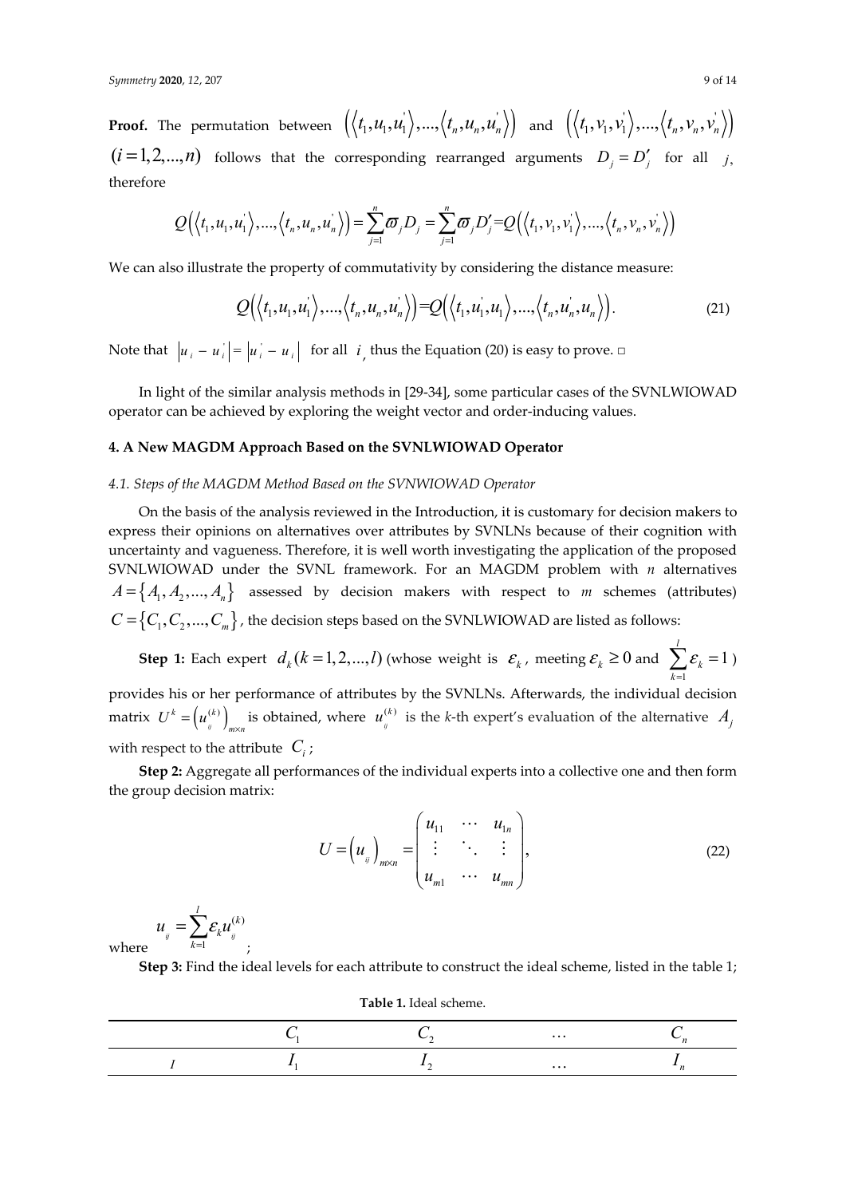**Proof.** The permutation between $\left(\left\langle t_1, u_1, u_1^{'}\right\rangle, ..., \left\langle t_n, u_n, u_n^{'}\right\rangle\right)$ and $\left(\left\langle t_1, v_1, v_1^{'}\right\rangle, ..., \left\langle t_n, v_n, v_n^{'}\right\rangle\right)$ $(i = 1, 2, ..., n)$ follows that the corresponding rearranged arguments $D_j = D_j'$ for all $j$, therefore

$$Q\left(\left\langle t_1, u_1, u_1^{'}\right\rangle, ..., \left\langle t_n, u_n, u_n^{'}\right\rangle\right) = \sum_{j=1}^{n} \varpi_j D_j = \sum_{j=1}^{n} \varpi_j D_j' = Q\left(\left\langle t_1, v_1, v_1^{'}\right\rangle, ..., \left\langle t_n, v_n, v_n^{'}\right\rangle\right)$$

We can also illustrate the property of commutativity by considering the distance measure:

$$Q\left(\left\langle t_1, u_1, u_1^{'}\right\rangle, ..., \left\langle t_n, u_n, u_n^{'}\right\rangle\right) = Q\left(\left\langle t_1, u_1^{'}, u_1\right\rangle, ..., \left\langle t_n, u_n^{'}, u_n\right\rangle\right). \tag{21}$$

Note that $\left|u_i - u_i^{'}\right| = \left|u_i^{'} - u_i\right|$ for all $i$, thus the Equation (20) is easy to prove. □

In light of the similar analysis methods in [29-34], some particular cases of the SVNLWIOWAD operator can be achieved by exploring the weight vector and order-inducing values.

## 4. A New MAGDM Approach Based on the SVNLWIOWAD Operator

### *4.1. Steps of the MAGDM Method Based on the SVNWIOWAD Operator*

On the basis of the analysis reviewed in the Introduction, it is customary for decision makers to express their opinions on alternatives over attributes by SVNLNs because of their cognition with uncertainty and vagueness. Therefore, it is well worth investigating the application of the proposed SVNLWIOWAD under the SVNL framework. For an MAGDM problem with $n$ alternatives $A = \{A_1, A_2, ..., A_n\}$ assessed by decision makers with respect to $m$ schemes (attributes) $C = \{C_1, C_2, ..., C_m\}$, the decision steps based on the SVNLWIOWAD are listed as follows:

**Step 1:** Each expert $d_k (k = 1, 2, ..., l)$ (whose weight is $\varepsilon_k$, meeting $\varepsilon_k \geq 0$ and $\sum_{k=1}^{l} \varepsilon_k = 1$) provides his or her performance of attributes by the SVNLNs. Afterwards, the individual decision matrix $U^k = \left(u_{ij}^{(k)}\right)_{m \times n}$ is obtained, where $u_{ij}^{(k)}$ is the *k*-th expert's evaluation of the alternative $A_j$ with respect to the attribute $C_i$;

**Step 2:** Aggregate all performances of the individual experts into a collective one and then form the group decision matrix:

$$U = \left(u_{ij}\right)_{m \times n} = \begin{pmatrix} u_{11} & \cdots & u_{1n} \\ \vdots & \ddots & \vdots \\ u_{m1} & \cdots & u_{mn} \end{pmatrix}, \tag{22}$$

where $u_{ij} = \sum_{k=1}^{l} \varepsilon_k u_{ij}^{(k)}$;

**Step 3:** Find the ideal levels for each attribute to construct the ideal scheme, listed in the table 1;

**Table 1.** Ideal scheme.

| | $C_1$ | $C_2$ | $\cdots$ | $C_n$ |
|---|---|---|---|---|
| $I$ | $I_1$ | $I_2$ | $\cdots$ | $I_n$ |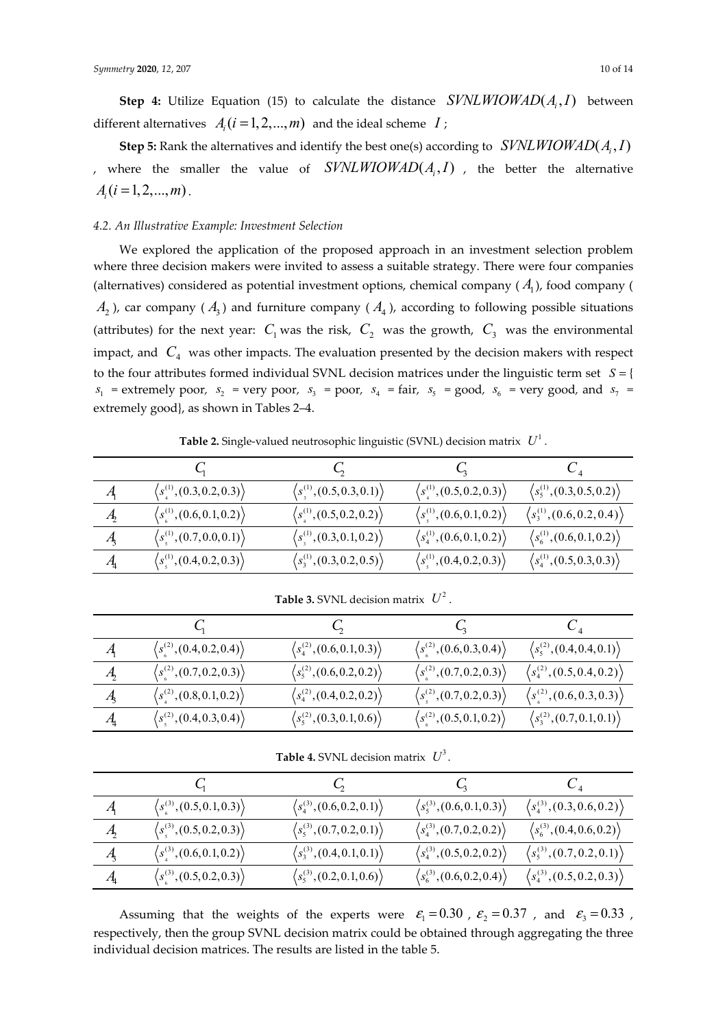**Step 4:** Utilize Equation (15) to calculate the distance $SVNLWIOWAD(A_i, I)$ between different alternatives $A_i (i = 1, 2, ..., m)$ and the ideal scheme $I$;

**Step 5:** Rank the alternatives and identify the best one(s) according to $SVNLWIOWAD(A_i, I)$, where the smaller the value of $SVNLWIOWAD(A_i, I)$, the better the alternative $A_i (i = 1, 2, ..., m)$.

*4.2. An Illustrative Example: Investment Selection*

We explored the application of the proposed approach in an investment selection problem where three decision makers were invited to assess a suitable strategy. There were four companies (alternatives) considered as potential investment options, chemical company ($A_1$), food company ($A_2$), car company ($A_3$) and furniture company ($A_4$), according to following possible situations (attributes) for the next year: $C_1$ was the risk, $C_2$ was the growth, $C_3$ was the environmental impact, and $C_4$ was other impacts. The evaluation presented by the decision makers with respect to the four attributes formed individual SVNL decision matrices under the linguistic term set $S = \{s_1$ = extremely poor, $s_2$ = very poor, $s_3$ = poor, $s_4$ = fair, $s_5$ = good, $s_6$ = very good, and $s_7$ = extremely good$\}$, as shown in Tables 2–4.

**Table 2.** Single-valued neutrosophic linguistic (SVNL) decision matrix $U^1$.

| | $C_1$ | $C_2$ | $C_3$ | $C_4$ |
|---|---|---|---|---|
| $A_1$ | $\langle s_4^{(1)}, (0.3, 0.2, 0.3) \rangle$ | $\langle s_3^{(1)}, (0.5, 0.3, 0.1) \rangle$ | $\langle s_4^{(1)}, (0.5, 0.2, 0.3) \rangle$ | $\langle s_5^{(1)}, (0.3, 0.5, 0.2) \rangle$ |
| $A_2$ | $\langle s_6^{(1)}, (0.6, 0.1, 0.2) \rangle$ | $\langle s_4^{(1)}, (0.5, 0.2, 0.2) \rangle$ | $\langle s_5^{(1)}, (0.6, 0.1, 0.2) \rangle$ | $\langle s_3^{(1)}, (0.6, 0.2, 0.4) \rangle$ |
| $A_3$ | $\langle s_5^{(1)}, (0.7, 0.0, 0.1) \rangle$ | $\langle s_3^{(1)}, (0.3, 0.1, 0.2) \rangle$ | $\langle s_4^{(1)}, (0.6, 0.1, 0.2) \rangle$ | $\langle s_6^{(1)}, (0.6, 0.1, 0.2) \rangle$ |
| $A_4$ | $\langle s_5^{(1)}, (0.4, 0.2, 0.3) \rangle$ | $\langle s_3^{(1)}, (0.3, 0.2, 0.5) \rangle$ | $\langle s_5^{(1)}, (0.4, 0.2, 0.3) \rangle$ | $\langle s_4^{(1)}, (0.5, 0.3, 0.3) \rangle$ |

**Table 3.** SVNL decision matrix $U^2$.

| | $C_1$ | $C_2$ | $C_3$ | $C_4$ |
|---|---|---|---|---|
| $A_1$ | $\langle s_6^{(2)}, (0.4, 0.2, 0.4) \rangle$ | $\langle s_4^{(2)}, (0.6, 0.1, 0.3) \rangle$ | $\langle s_6^{(2)}, (0.6, 0.3, 0.4) \rangle$ | $\langle s_5^{(2)}, (0.4, 0.4, 0.1) \rangle$ |
| $A_2$ | $\langle s_6^{(2)}, (0.7, 0.2, 0.3) \rangle$ | $\langle s_5^{(2)}, (0.6, 0.2, 0.2) \rangle$ | $\langle s_6^{(2)}, (0.7, 0.2, 0.3) \rangle$ | $\langle s_4^{(2)}, (0.5, 0.4, 0.2) \rangle$ |
| $A_3$ | $\langle s_4^{(2)}, (0.8, 0.1, 0.2) \rangle$ | $\langle s_4^{(2)}, (0.4, 0.2, 0.2) \rangle$ | $\langle s_5^{(2)}, (0.7, 0.2, 0.3) \rangle$ | $\langle s_6^{(2)}, (0.6, 0.3, 0.3) \rangle$ |
| $A_4$ | $\langle s_5^{(2)}, (0.4, 0.3, 0.4) \rangle$ | $\langle s_5^{(2)}, (0.3, 0.1, 0.6) \rangle$ | $\langle s_6^{(2)}, (0.5, 0.1, 0.2) \rangle$ | $\langle s_3^{(2)}, (0.7, 0.1, 0.1) \rangle$ |

**Table 4.** SVNL decision matrix $U^3$.

| | $C_1$ | $C_2$ | $C_3$ | $C_4$ |
|---|---|---|---|---|
| $A_1$ | $\langle s_6^{(3)}, (0.5, 0.1, 0.3) \rangle$ | $\langle s_4^{(3)}, (0.6, 0.2, 0.1) \rangle$ | $\langle s_5^{(3)}, (0.6, 0.1, 0.3) \rangle$ | $\langle s_4^{(3)}, (0.3, 0.6, 0.2) \rangle$ |
| $A_2$ | $\langle s_5^{(3)}, (0.5, 0.2, 0.3) \rangle$ | $\langle s_5^{(3)}, (0.7, 0.2, 0.1) \rangle$ | $\langle s_4^{(3)}, (0.7, 0.2, 0.2) \rangle$ | $\langle s_6^{(3)}, (0.4, 0.6, 0.2) \rangle$ |
| $A_3$ | $\langle s_4^{(3)}, (0.6, 0.1, 0.2) \rangle$ | $\langle s_3^{(3)}, (0.4, 0.1, 0.1) \rangle$ | $\langle s_4^{(3)}, (0.5, 0.2, 0.2) \rangle$ | $\langle s_5^{(3)}, (0.7, 0.2, 0.1) \rangle$ |
| $A_4$ | $\langle s_6^{(3)}, (0.5, 0.2, 0.3) \rangle$ | $\langle s_5^{(3)}, (0.2, 0.1, 0.6) \rangle$ | $\langle s_6^{(3)}, (0.6, 0.2, 0.4) \rangle$ | $\langle s_4^{(3)}, (0.5, 0.2, 0.3) \rangle$ |

Assuming that the weights of the experts were $\varepsilon_1 = 0.30$, $\varepsilon_2 = 0.37$, and $\varepsilon_3 = 0.33$, respectively, then the group SVNL decision matrix could be obtained through aggregating the three individual decision matrices. The results are listed in the table 5.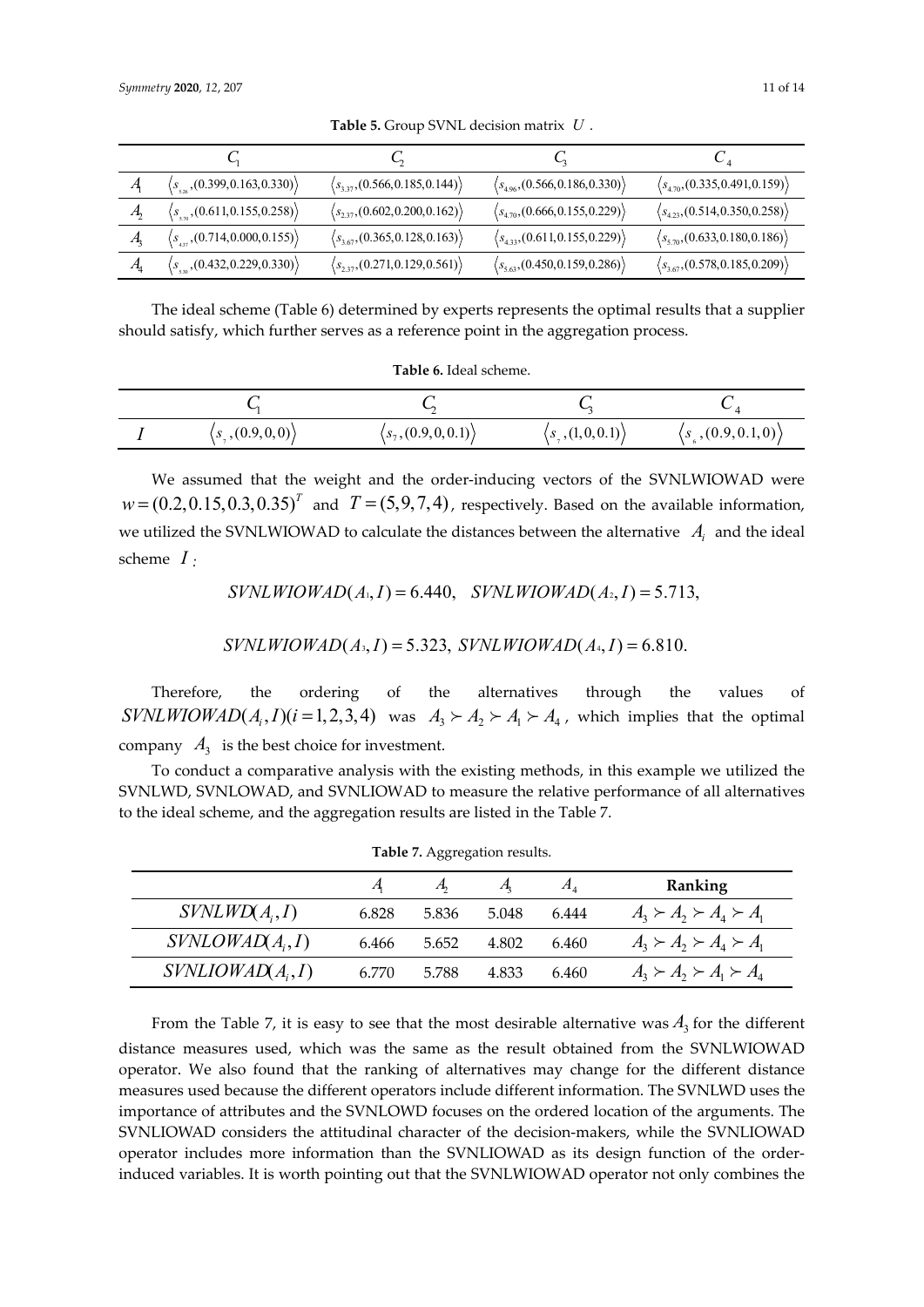**Table 5.** Group SVNL decision matrix $U$.

| | $C_1$ | $C_2$ | $C_3$ | $C_4$ |
|---|---|---|---|---|
| $A_1$ | $\langle s_{5.26},(0.399,0.163,0.330)\rangle$ | $\langle s_{3.37},(0.566,0.185,0.144)\rangle$ | $\langle s_{4.96},(0.566,0.186,0.330)\rangle$ | $\langle s_{4.70},(0.335,0.491,0.159)\rangle$ |
| $A_2$ | $\langle s_{5.70},(0.611,0.155,0.258)\rangle$ | $\langle s_{2.37},(0.602,0.200,0.162)\rangle$ | $\langle s_{4.70},(0.666,0.155,0.229)\rangle$ | $\langle s_{4.23},(0.514,0.350,0.258)\rangle$ |
| $A_3$ | $\langle s_{4.37},(0.714,0.000,0.155)\rangle$ | $\langle s_{3.67},(0.365,0.128,0.163)\rangle$ | $\langle s_{4.33},(0.611,0.155,0.229)\rangle$ | $\langle s_{5.70},(0.633,0.180,0.186)\rangle$ |
| $A_4$ | $\langle s_{5.30},(0.432,0.229,0.330)\rangle$ | $\langle s_{2.37},(0.271,0.129,0.561)\rangle$ | $\langle s_{5.63},(0.450,0.159,0.286)\rangle$ | $\langle s_{3.67},(0.578,0.185,0.209)\rangle$ |

The ideal scheme (Table 6) determined by experts represents the optimal results that a supplier should satisfy, which further serves as a reference point in the aggregation process.

**Table 6.** Ideal scheme.

| | $C_1$ | $C_2$ | $C_3$ | $C_4$ |
|---|---|---|---|---|
| $I$ | $\langle s_7,(0.9,0,0)\rangle$ | $\langle s_7,(0.9,0,0.1)\rangle$ | $\langle s_7,(1,0,0.1)\rangle$ | $\langle s_6,(0.9,0.1,0)\rangle$ |

We assumed that the weight and the order-inducing vectors of the SVNLWIOWAD were $w=(0.2,0.15,0.3,0.35)^T$ and $T=(5,9,7,4)$, respectively. Based on the available information, we utilized the SVNLWIOWAD to calculate the distances between the alternative $A_i$ and the ideal scheme $I$:

$$SVNLWIOWAD(A_1,I)=6.440,\quad SVNLWIOWAD(A_2,I)=5.713,$$

$$SVNLWIOWAD(A_3,I)=5.323,\ SVNLWIOWAD(A_4,I)=6.810.$$

Therefore, the ordering of the alternatives through the values of $SVNLWIOWAD(A_i,I)(i=1,2,3,4)$ was $A_3 \succ A_2 \succ A_1 \succ A_4$, which implies that the optimal company $A_3$ is the best choice for investment.

To conduct a comparative analysis with the existing methods, in this example we utilized the SVNLWD, SVNLOWAD, and SVNLIOWAD to measure the relative performance of all alternatives to the ideal scheme, and the aggregation results are listed in the Table 7.

**Table 7.** Aggregation results.

| | $A_1$ | $A_2$ | $A_3$ | $A_4$ | **Ranking** |
|---|---|---|---|---|---|
| $SVNLWD(A_i,I)$ | 6.828 | 5.836 | 5.048 | 6.444 | $A_3 \succ A_2 \succ A_4 \succ A_1$ |
| $SVNLOWAD(A_i,I)$ | 6.466 | 5.652 | 4.802 | 6.460 | $A_3 \succ A_2 \succ A_4 \succ A_1$ |
| $SVNLIOWAD(A_i,I)$ | 6.770 | 5.788 | 4.833 | 6.460 | $A_3 \succ A_2 \succ A_1 \succ A_4$ |

From the Table 7, it is easy to see that the most desirable alternative was $A_3$ for the different distance measures used, which was the same as the result obtained from the SVNLWIOWAD operator. We also found that the ranking of alternatives may change for the different distance measures used because the different operators include different information. The SVNLWD uses the importance of attributes and the SVNLOWD focuses on the ordered location of the arguments. The SVNLIOWAD considers the attitudinal character of the decision-makers, while the SVNLIOWAD operator includes more information than the SVNLIOWAD as its design function of the order-induced variables. It is worth pointing out that the SVNLWIOWAD operator not only combines the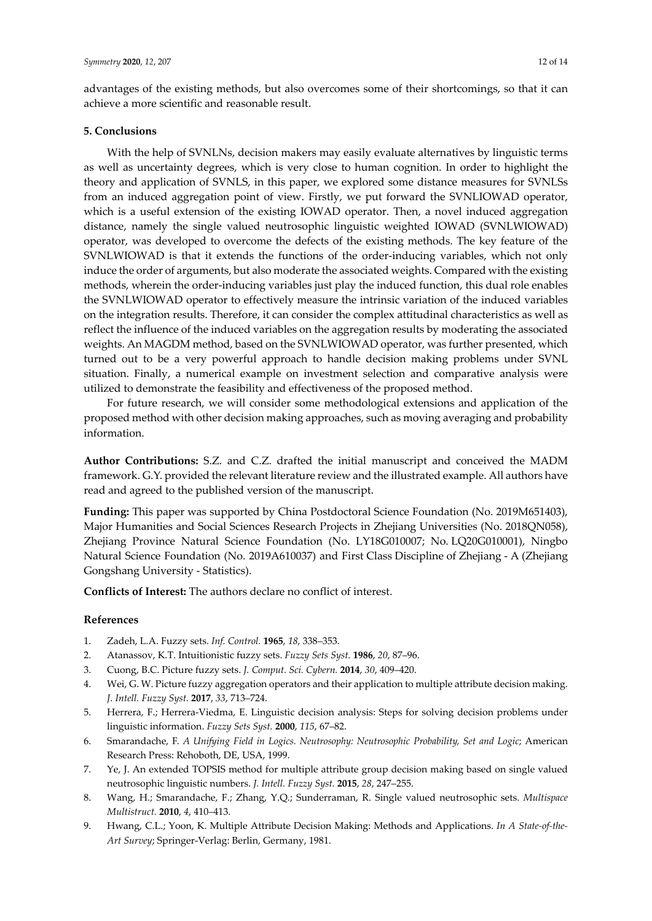advantages of the existing methods, but also overcomes some of their shortcomings, so that it can achieve a more scientific and reasonable result.

## 5. Conclusions

With the help of SVNLNs, decision makers may easily evaluate alternatives by linguistic terms as well as uncertainty degrees, which is very close to human cognition. In order to highlight the theory and application of SVNLS, in this paper, we explored some distance measures for SVNLSs from an induced aggregation point of view. Firstly, we put forward the SVNLIOWAD operator, which is a useful extension of the existing IOWAD operator. Then, a novel induced aggregation distance, namely the single valued neutrosophic linguistic weighted IOWAD (SVNLWIOWAD) operator, was developed to overcome the defects of the existing methods. The key feature of the SVNLWIOWAD is that it extends the functions of the order-inducing variables, which not only induce the order of arguments, but also moderate the associated weights. Compared with the existing methods, wherein the order-inducing variables just play the induced function, this dual role enables the SVNLWIOWAD operator to effectively measure the intrinsic variation of the induced variables on the integration results. Therefore, it can consider the complex attitudinal characteristics as well as reflect the influence of the induced variables on the aggregation results by moderating the associated weights. An MAGDM method, based on the SVNLWIOWAD operator, was further presented, which turned out to be a very powerful approach to handle decision making problems under SVNL situation. Finally, a numerical example on investment selection and comparative analysis were utilized to demonstrate the feasibility and effectiveness of the proposed method.

For future research, we will consider some methodological extensions and application of the proposed method with other decision making approaches, such as moving averaging and probability information.

**Author Contributions:** S.Z. and C.Z. drafted the initial manuscript and conceived the MADM framework. G.Y. provided the relevant literature review and the illustrated example. All authors have read and agreed to the published version of the manuscript.

**Funding:** This paper was supported by China Postdoctoral Science Foundation (No. 2019M651403), Major Humanities and Social Sciences Research Projects in Zhejiang Universities (No. 2018QN058), Zhejiang Province Natural Science Foundation (No. LY18G010007; No. LQ20G010001), Ningbo Natural Science Foundation (No. 2019A610037) and First Class Discipline of Zhejiang - A (Zhejiang Gongshang University - Statistics).

**Conflicts of Interest:** The authors declare no conflict of interest.

## References

1. Zadeh, L.A. Fuzzy sets. *Inf. Control.* **1965**, *18*, 338–353.
2. Atanassov, K.T. Intuitionistic fuzzy sets. *Fuzzy Sets Syst.* **1986**, *20*, 87–96.
3. Cuong, B.C. Picture fuzzy sets. *J. Comput. Sci. Cybern.* **2014**, *30*, 409–420.
4. Wei, G. W. Picture fuzzy aggregation operators and their application to multiple attribute decision making. *J. Intell. Fuzzy Syst.* **2017**, *33*, 713–724.
5. Herrera, F.; Herrera-Viedma, E. Linguistic decision analysis: Steps for solving decision problems under linguistic information. *Fuzzy Sets Syst.* **2000**, *115*, 67–82.
6. Smarandache, F. *A Unifying Field in Logics. Neutrosophy: Neutrosophic Probability, Set and Logic*; American Research Press: Rehoboth, DE, USA, 1999.
7. Ye, J. An extended TOPSIS method for multiple attribute group decision making based on single valued neutrosophic linguistic numbers. *J. Intell. Fuzzy Syst.* **2015**, *28*, 247–255.
8. Wang, H.; Smarandache, F.; Zhang, Y.Q.; Sunderraman, R. Single valued neutrosophic sets. *Multispace Multistruct.* **2010**, *4*, 410–413.
9. Hwang, C.L.; Yoon, K. Multiple Attribute Decision Making: Methods and Applications. *In A State-of-the-Art Survey*; Springer-Verlag: Berlin, Germany, 1981.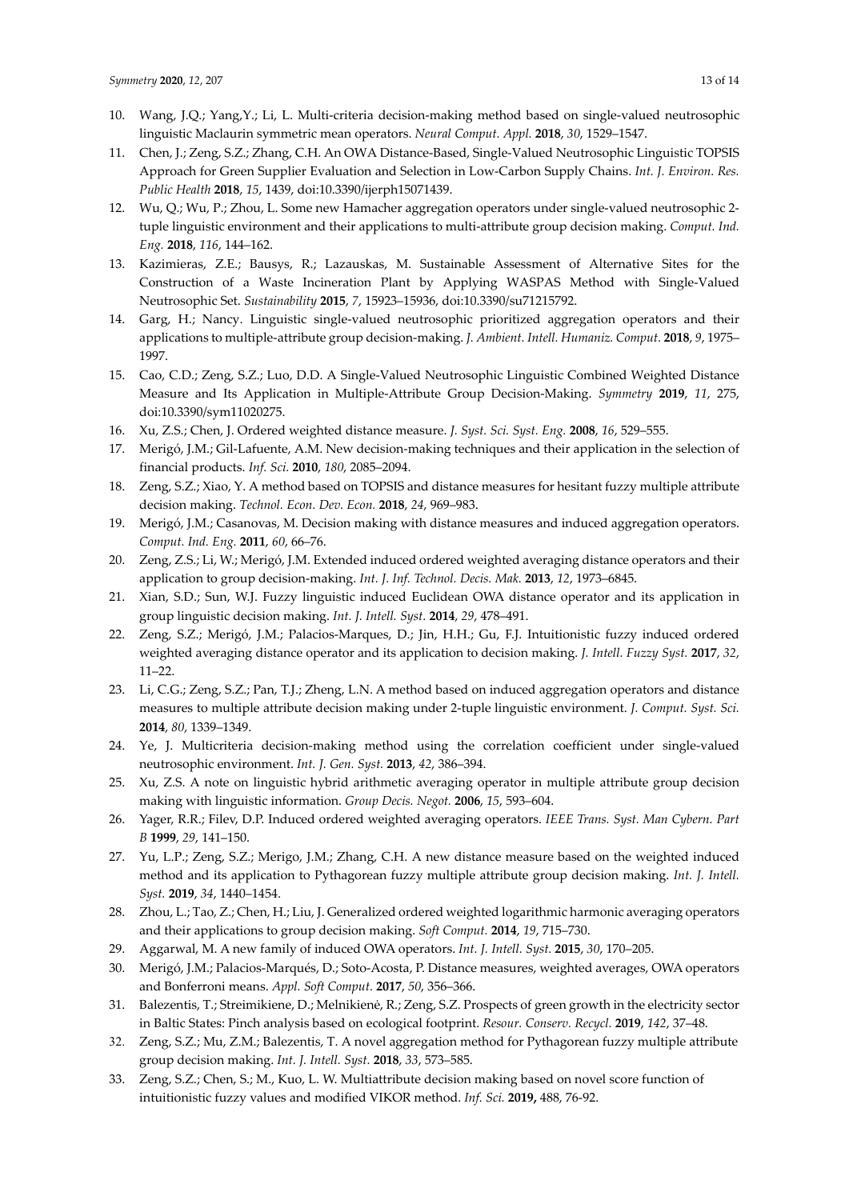10. Wang, J.Q.; Yang,Y.; Li, L. Multi-criteria decision-making method based on single-valued neutrosophic linguistic Maclaurin symmetric mean operators. *Neural Comput. Appl.* **2018**, *30*, 1529–1547.
11. Chen, J.; Zeng, S.Z.; Zhang, C.H. An OWA Distance-Based, Single-Valued Neutrosophic Linguistic TOPSIS Approach for Green Supplier Evaluation and Selection in Low-Carbon Supply Chains. *Int. J. Environ. Res. Public Health* **2018**, *15*, 1439, doi:10.3390/ijerph15071439.
12. Wu, Q.; Wu, P.; Zhou, L. Some new Hamacher aggregation operators under single-valued neutrosophic 2-tuple linguistic environment and their applications to multi-attribute group decision making. *Comput. Ind. Eng.* **2018**, *116*, 144–162.
13. Kazimieras, Z.E.; Bausys, R.; Lazauskas, M. Sustainable Assessment of Alternative Sites for the Construction of a Waste Incineration Plant by Applying WASPAS Method with Single-Valued Neutrosophic Set. *Sustainability* **2015**, *7*, 15923–15936, doi:10.3390/su71215792.
14. Garg, H.; Nancy. Linguistic single-valued neutrosophic prioritized aggregation operators and their applications to multiple-attribute group decision-making. *J. Ambient. Intell. Humaniz. Comput.* **2018**, *9*, 1975–1997.
15. Cao, C.D.; Zeng, S.Z.; Luo, D.D. A Single-Valued Neutrosophic Linguistic Combined Weighted Distance Measure and Its Application in Multiple-Attribute Group Decision-Making. *Symmetry* **2019**, *11*, 275, doi:10.3390/sym11020275.
16. Xu, Z.S.; Chen, J. Ordered weighted distance measure. *J. Syst. Sci. Syst. Eng.* **2008**, *16*, 529–555.
17. Merigó, J.M.; Gil-Lafuente, A.M. New decision-making techniques and their application in the selection of financial products. *Inf. Sci.* **2010**, *180*, 2085–2094.
18. Zeng, S.Z.; Xiao, Y. A method based on TOPSIS and distance measures for hesitant fuzzy multiple attribute decision making. *Technol. Econ. Dev. Econ.* **2018**, *24*, 969–983.
19. Merigó, J.M.; Casanovas, M. Decision making with distance measures and induced aggregation operators. *Comput. Ind. Eng.* **2011**, *60*, 66–76.
20. Zeng, Z.S.; Li, W.; Merigó, J.M. Extended induced ordered weighted averaging distance operators and their application to group decision-making. *Int. J. Inf. Technol. Decis. Mak.* **2013**, *12*, 1973–6845.
21. Xian, S.D.; Sun, W.J. Fuzzy linguistic induced Euclidean OWA distance operator and its application in group linguistic decision making. *Int. J. Intell. Syst.* **2014**, *29*, 478–491.
22. Zeng, S.Z.; Merigó, J.M.; Palacios-Marques, D.; Jin, H.H.; Gu, F.J. Intuitionistic fuzzy induced ordered weighted averaging distance operator and its application to decision making. *J. Intell. Fuzzy Syst.* **2017**, *32*, 11–22.
23. Li, C.G.; Zeng, S.Z.; Pan, T.J.; Zheng, L.N. A method based on induced aggregation operators and distance measures to multiple attribute decision making under 2-tuple linguistic environment. *J. Comput. Syst. Sci.* **2014**, *80*, 1339–1349.
24. Ye, J. Multicriteria decision-making method using the correlation coefficient under single-valued neutrosophic environment. *Int. J. Gen. Syst.* **2013**, *42*, 386–394.
25. Xu, Z.S. A note on linguistic hybrid arithmetic averaging operator in multiple attribute group decision making with linguistic information. *Group Decis. Negot.* **2006**, *15*, 593–604.
26. Yager, R.R.; Filev, D.P. Induced ordered weighted averaging operators. *IEEE Trans. Syst. Man Cybern. Part B* **1999**, *29*, 141–150.
27. Yu, L.P.; Zeng, S.Z.; Merigo, J.M.; Zhang, C.H. A new distance measure based on the weighted induced method and its application to Pythagorean fuzzy multiple attribute group decision making. *Int. J. Intell. Syst.* **2019**, *34*, 1440–1454.
28. Zhou, L.; Tao, Z.; Chen, H.; Liu, J. Generalized ordered weighted logarithmic harmonic averaging operators and their applications to group decision making. *Soft Comput.* **2014**, *19*, 715–730.
29. Aggarwal, M. A new family of induced OWA operators. *Int. J. Intell. Syst.* **2015**, *30*, 170–205.
30. Merigó, J.M.; Palacios-Marqués, D.; Soto-Acosta, P. Distance measures, weighted averages, OWA operators and Bonferroni means. *Appl. Soft Comput.* **2017**, *50*, 356–366.
31. Balezentis, T.; Streimikiene, D.; Melnikienė, R.; Zeng, S.Z. Prospects of green growth in the electricity sector in Baltic States: Pinch analysis based on ecological footprint. *Resour. Conserv. Recycl.* **2019**, *142*, 37–48.
32. Zeng, S.Z.; Mu, Z.M.; Balezentis, T. A novel aggregation method for Pythagorean fuzzy multiple attribute group decision making. *Int. J. Intell. Syst.* **2018**, *33*, 573–585.
33. Zeng, S.Z.; Chen, S.; M., Kuo, L. W. Multiattribute decision making based on novel score function of intuitionistic fuzzy values and modified VIKOR method. *Inf. Sci.* **2019,** 488, 76-92.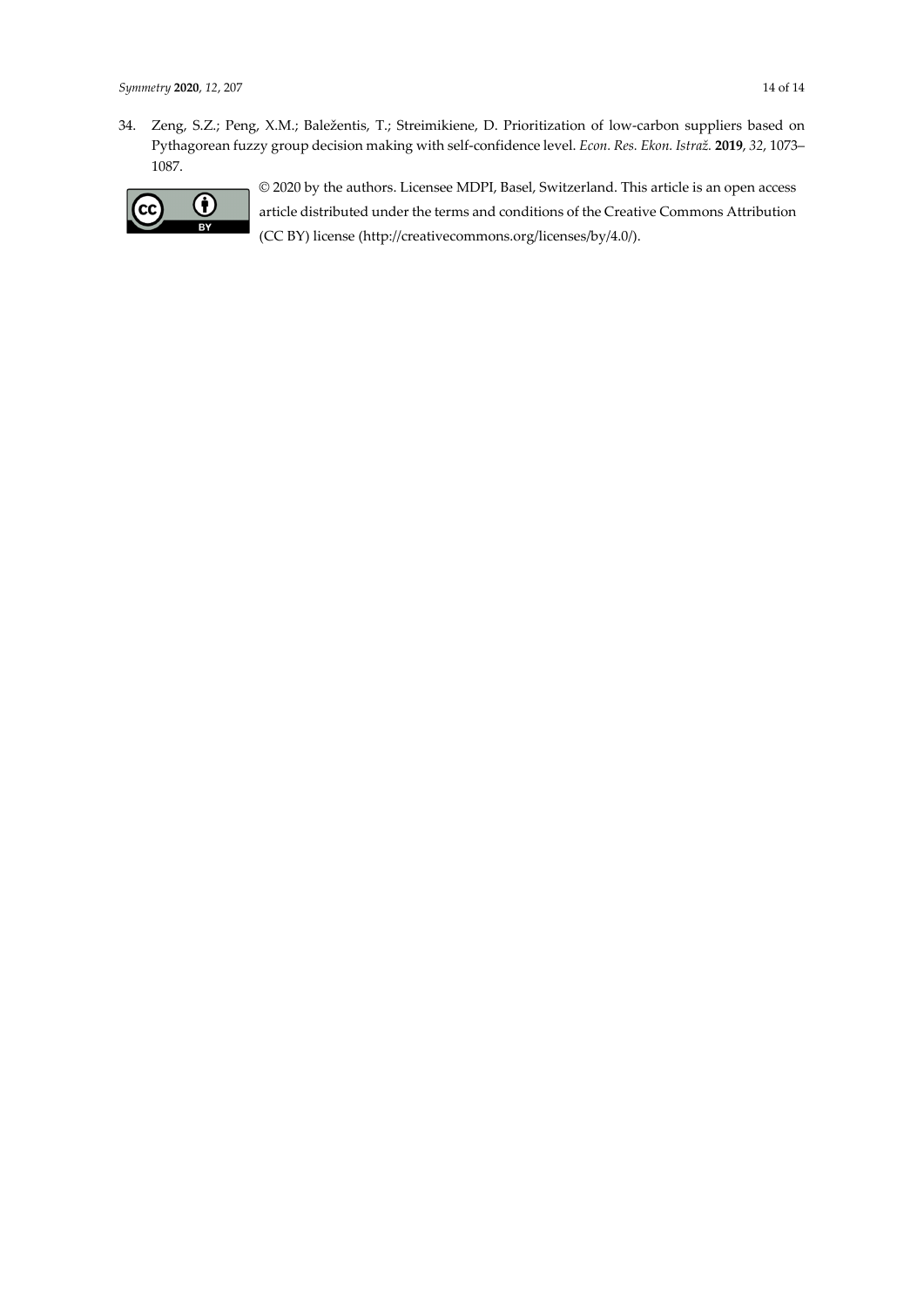34. Zeng, S.Z.; Peng, X.M.; Baležentis, T.; Streimikiene, D. Prioritization of low-carbon suppliers based on Pythagorean fuzzy group decision making with self-confidence level. *Econ. Res. Ekon. Istraž.* **2019**, *32*, 1073–1087.

© 2020 by the authors. Licensee MDPI, Basel, Switzerland. This article is an open access article distributed under the terms and conditions of the Creative Commons Attribution (CC BY) license (http://creativecommons.org/licenses/by/4.0/).